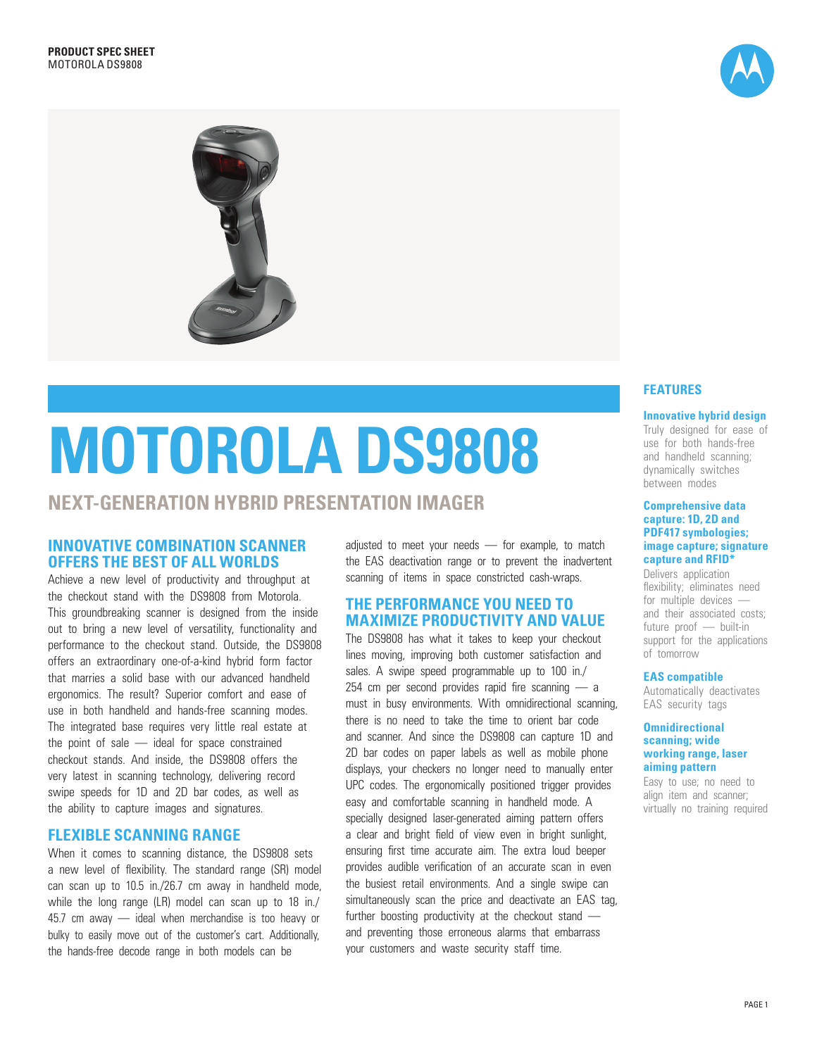**PRODUCT SPEC SHEET**
MOTOROLA DS9808

# MOTOROLA DS9808

## NEXT-GENERATION HYBRID PRESENTATION IMAGER

### INNOVATIVE COMBINATION SCANNER OFFERS THE BEST OF ALL WORLDS

Achieve a new level of productivity and throughput at the checkout stand with the DS9808 from Motorola. This groundbreaking scanner is designed from the inside out to bring a new level of versatility, functionality and performance to the checkout stand. Outside, the DS9808 offers an extraordinary one-of-a-kind hybrid form factor that marries a solid base with our advanced handheld ergonomics. The result? Superior comfort and ease of use in both handheld and hands-free scanning modes. The integrated base requires very little real estate at the point of sale — ideal for space constrained checkout stands. And inside, the DS9808 offers the very latest in scanning technology, delivering record swipe speeds for 1D and 2D bar codes, as well as the ability to capture images and signatures.

### FLEXIBLE SCANNING RANGE

When it comes to scanning distance, the DS9808 sets a new level of flexibility. The standard range (SR) model can scan up to 10.5 in./26.7 cm away in handheld mode, while the long range (LR) model can scan up to 18 in./ 45.7 cm away — ideal when merchandise is too heavy or bulky to easily move out of the customer's cart. Additionally, the hands-free decode range in both models can be adjusted to meet your needs — for example, to match the EAS deactivation range or to prevent the inadvertent scanning of items in space constricted cash-wraps.

### THE PERFORMANCE YOU NEED TO MAXIMIZE PRODUCTIVITY AND VALUE

The DS9808 has what it takes to keep your checkout lines moving, improving both customer satisfaction and sales. A swipe speed programmable up to 100 in./ 254 cm per second provides rapid fire scanning — a must in busy environments. With omnidirectional scanning, there is no need to take the time to orient bar code and scanner. And since the DS9808 can capture 1D and 2D bar codes on paper labels as well as mobile phone displays, your checkers no longer need to manually enter UPC codes. The ergonomically positioned trigger provides easy and comfortable scanning in handheld mode. A specially designed laser-generated aiming pattern offers a clear and bright field of view even in bright sunlight, ensuring first time accurate aim. The extra loud beeper provides audible verification of an accurate scan in even the busiest retail environments. And a single swipe can simultaneously scan the price and deactivate an EAS tag, further boosting productivity at the checkout stand — and preventing those erroneous alarms that embarrass your customers and waste security staff time.

### FEATURES

**Innovative hybrid design**
Truly designed for ease of use for both hands-free and handheld scanning; dynamically switches between modes

**Comprehensive data capture: 1D, 2D and PDF417 symbologies; image capture; signature capture and RFID***
Delivers application flexibility; eliminates need for multiple devices — and their associated costs; future proof — built-in support for the applications of tomorrow

**EAS compatible**
Automatically deactivates EAS security tags

**Omnidirectional scanning; wide working range, laser aiming pattern**
Easy to use; no need to align item and scanner; virtually no training required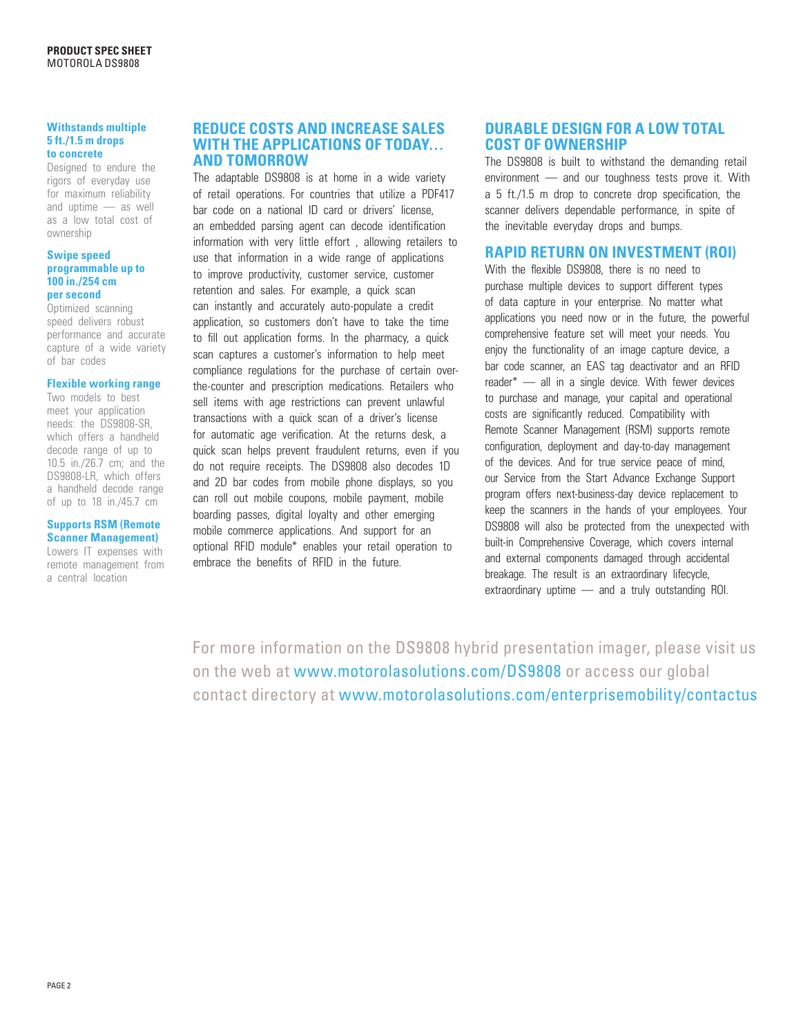**Withstands multiple 5 ft./1.5 m drops to concrete**

Designed to endure the rigors of everyday use for maximum reliability and uptime — as well as a low total cost of ownership

**Swipe speed programmable up to 100 in./254 cm per second**

Optimized scanning speed delivers robust performance and accurate capture of a wide variety of bar codes

**Flexible working range**

Two models to best meet your application needs: the DS9808-SR, which offers a handheld decode range of up to 10.5 in./26.7 cm; and the DS9808-LR, which offers a handheld decode range of up to 18 in./45.7 cm

**Supports RSM (Remote Scanner Management)**

Lowers IT expenses with remote management from a central location

## REDUCE COSTS AND INCREASE SALES WITH THE APPLICATIONS OF TODAY… AND TOMORROW

The adaptable DS9808 is at home in a wide variety of retail operations. For countries that utilize a PDF417 bar code on a national ID card or drivers' license, an embedded parsing agent can decode identification information with very little effort , allowing retailers to use that information in a wide range of applications to improve productivity, customer service, customer retention and sales. For example, a quick scan can instantly and accurately auto-populate a credit application, so customers don't have to take the time to fill out application forms. In the pharmacy, a quick scan captures a customer's information to help meet compliance regulations for the purchase of certain over-the-counter and prescription medications. Retailers who sell items with age restrictions can prevent unlawful transactions with a quick scan of a driver's license for automatic age verification. At the returns desk, a quick scan helps prevent fraudulent returns, even if you do not require receipts. The DS9808 also decodes 1D and 2D bar codes from mobile phone displays, so you can roll out mobile coupons, mobile payment, mobile boarding passes, digital loyalty and other emerging mobile commerce applications. And support for an optional RFID module* enables your retail operation to embrace the benefits of RFID in the future.

## DURABLE DESIGN FOR A LOW TOTAL COST OF OWNERSHIP

The DS9808 is built to withstand the demanding retail environment — and our toughness tests prove it. With a 5 ft./1.5 m drop to concrete drop specification, the scanner delivers dependable performance, in spite of the inevitable everyday drops and bumps.

## RAPID RETURN ON INVESTMENT (ROI)

With the flexible DS9808, there is no need to purchase multiple devices to support different types of data capture in your enterprise. No matter what applications you need now or in the future, the powerful comprehensive feature set will meet your needs. You enjoy the functionality of an image capture device, a bar code scanner, an EAS tag deactivator and an RFID reader* — all in a single device. With fewer devices to purchase and manage, your capital and operational costs are significantly reduced. Compatibility with Remote Scanner Management (RSM) supports remote configuration, deployment and day-to-day management of the devices. And for true service peace of mind, our Service from the Start Advance Exchange Support program offers next-business-day device replacement to keep the scanners in the hands of your employees. Your DS9808 will also be protected from the unexpected with built-in Comprehensive Coverage, which covers internal and external components damaged through accidental breakage. The result is an extraordinary lifecycle, extraordinary uptime — and a truly outstanding ROI.

For more information on the DS9808 hybrid presentation imager, please visit us on the web at www.motorolasolutions.com/DS9808 or access our global contact directory at www.motorolasolutions.com/enterprisemobility/contactus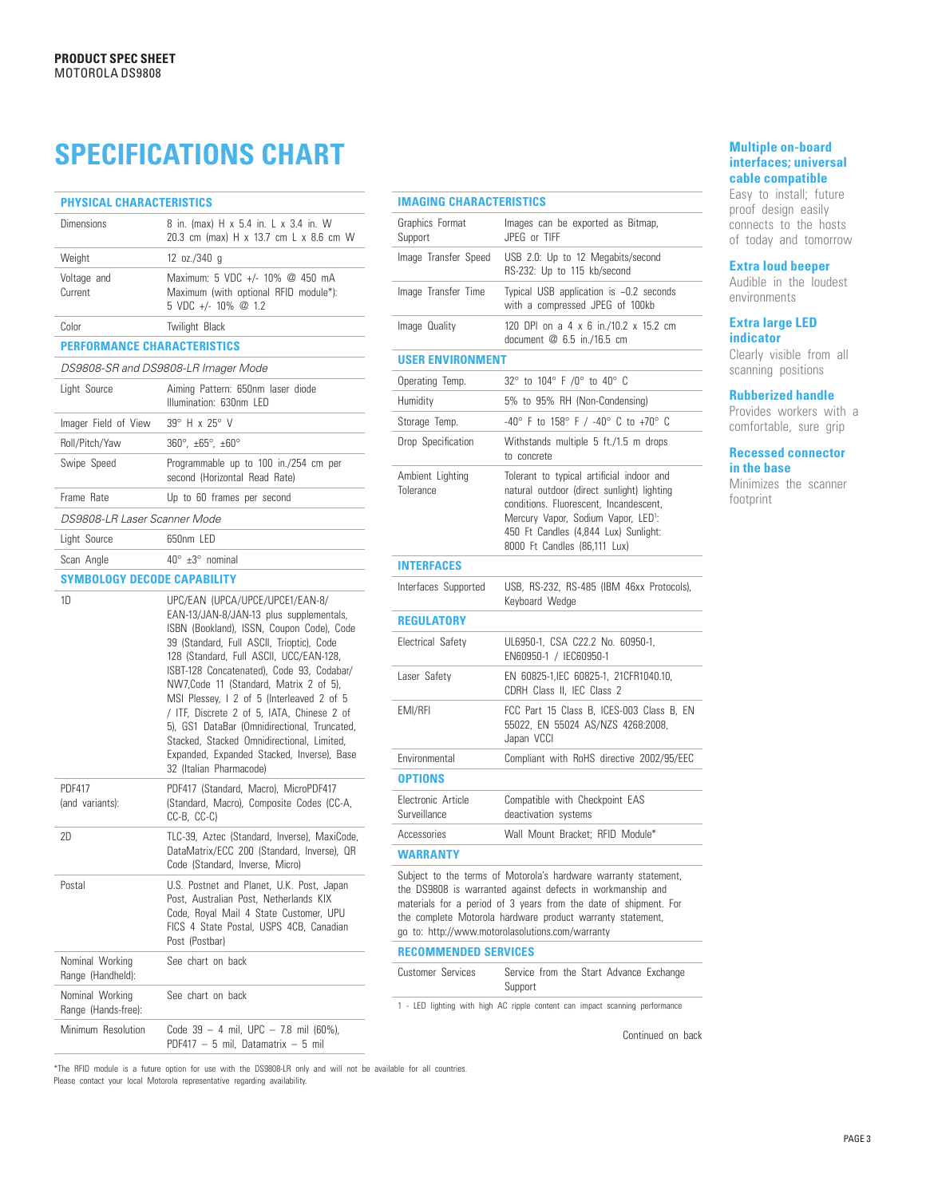**PRODUCT SPEC SHEET**
MOTOROLA DS9808

# SPECIFICATIONS CHART

| PHYSICAL CHARACTERISTICS | |
|---|---|
| Dimensions | 8 in. (max) H x 5.4 in. L x 3.4 in. W 20.3 cm (max) H x 13.7 cm L x 8.6 cm W |
| Weight | 12 oz./340 g |
| Voltage and Current | Maximum: 5 VDC +/- 10% @ 450 mA Maximum (with optional RFID module*): 5 VDC +/- 10% @ 1.2 |
| Color | Twilight Black |
| **PERFORMANCE CHARACTERISTICS** | |
| *DS9808-SR and DS9808-LR Imager Mode* | |
| Light Source | Aiming Pattern: 650nm laser diode Illumination: 630nm LED |
| Imager Field of View | 39° H x 25° V |
| Roll/Pitch/Yaw | 360°, ±65°, ±60° |
| Swipe Speed | Programmable up to 100 in./254 cm per second (Horizontal Read Rate) |
| Frame Rate | Up to 60 frames per second |
| *DS9808-LR Laser Scanner Mode* | |
| Light Source | 650nm LED |
| Scan Angle | 40° ±3° nominal |
| **SYMBOLOGY DECODE CAPABILITY** | |
| 1D | UPC/EAN (UPCA/UPCE/UPCE1/EAN-8/EAN-13/JAN-8/JAN-13 plus supplementals, ISBN (Bookland), ISSN, Coupon Code), Code 39 (Standard, Full ASCII, Trioptic), Code 128 (Standard, Full ASCII, UCC/EAN-128, ISBT-128 Concatenated), Code 93, Codabar/NW7,Code 11 (Standard, Matrix 2 of 5), MSI Plessey, I 2 of 5 (Interleaved 2 of 5 / ITF, Discrete 2 of 5, IATA, Chinese 2 of 5), GS1 DataBar (Omnidirectional, Truncated, Stacked, Stacked Omnidirectional, Limited, Expanded, Expanded Stacked, Inverse), Base 32 (Italian Pharmacode) |
| PDF417 (and variants): | PDF417 (Standard, Macro), MicroPDF417 (Standard, Macro), Composite Codes (CC-A, CC-B, CC-C) |
| 2D | TLC-39, Aztec (Standard, Inverse), MaxiCode, DataMatrix/ECC 200 (Standard, Inverse), QR Code (Standard, Inverse, Micro) |
| Postal | U.S. Postnet and Planet, U.K. Post, Japan Post, Australian Post, Netherlands KIX Code, Royal Mail 4 State Customer, UPU FICS 4 State Postal, USPS 4CB, Canadian Post (Postbar) |
| Nominal Working Range (Handheld): | See chart on back |
| Nominal Working Range (Hands-free): | See chart on back |
| Minimum Resolution | Code 39 – 4 mil, UPC – 7.8 mil (60%), PDF417 – 5 mil, Datamatrix – 5 mil |

| IMAGING CHARACTERISTICS | |
|---|---|
| Graphics Format Support | Images can be exported as Bitmap, JPEG or TIFF |
| Image Transfer Speed | USB 2.0: Up to 12 Megabits/second RS-232: Up to 115 kb/second |
| Image Transfer Time | Typical USB application is ~0.2 seconds with a compressed JPEG of 100kb |
| Image Quality | 120 DPI on a 4 x 6 in./10.2 x 15.2 cm document @ 6.5 in./16.5 cm |
| **USER ENVIRONMENT** | |
| Operating Temp. | 32° to 104° F /0° to 40° C |
| Humidity | 5% to 95% RH (Non-Condensing) |
| Storage Temp. | -40° F to 158° F / -40° C to +70° C |
| Drop Specification | Withstands multiple 5 ft./1.5 m drops to concrete |
| Ambient Lighting Tolerance | Tolerant to typical artificial indoor and natural outdoor (direct sunlight) lighting conditions. Fluorescent, Incandescent, Mercury Vapor, Sodium Vapor, LED[1]: 450 Ft Candles (4,844 Lux) Sunlight: 8000 Ft Candles (86,111 Lux) |
| **INTERFACES** | |
| Interfaces Supported | USB, RS-232, RS-485 (IBM 46xx Protocols), Keyboard Wedge |
| **REGULATORY** | |
| Electrical Safety | UL6950-1, CSA C22.2 No. 60950-1, EN60950-1 / IEC60950-1 |
| Laser Safety | EN 60825-1,IEC 60825-1, 21CFR1040.10, CDRH Class II, IEC Class 2 |
| EMI/RFI | FCC Part 15 Class B, ICES-003 Class B, EN 55022, EN 55024 AS/NZS 4268:2008, Japan VCCI |
| Environmental | Compliant with RoHS directive 2002/95/EEC |
| **OPTIONS** | |
| Electronic Article Surveillance | Compatible with Checkpoint EAS deactivation systems |
| Accessories | Wall Mount Bracket; RFID Module* |

**WARRANTY**

Subject to the terms of Motorola's hardware warranty statement, the DS9808 is warranted against defects in workmanship and materials for a period of 3 years from the date of shipment. For the complete Motorola hardware product warranty statement, go to: http://www.motorolasolutions.com/warranty

| RECOMMENDED SERVICES | |
|---|---|
| Customer Services | Service from the Start Advance Exchange Support |

1 - LED lighting with high AC ripple content can impact scanning performance

Continued on back

**Multiple on-board interfaces; universal cable compatible**
Easy to install; future proof design easily connects to the hosts of today and tomorrow

**Extra loud beeper**
Audible in the loudest environments

**Extra large LED indicator**
Clearly visible from all scanning positions

**Rubberized handle**
Provides workers with a comfortable, sure grip

**Recessed connector in the base**
Minimizes the scanner footprint

*The RFID module is a future option for use with the DS9808-LR only and will not be available for all countries. Please contact your local Motorola representative regarding availability.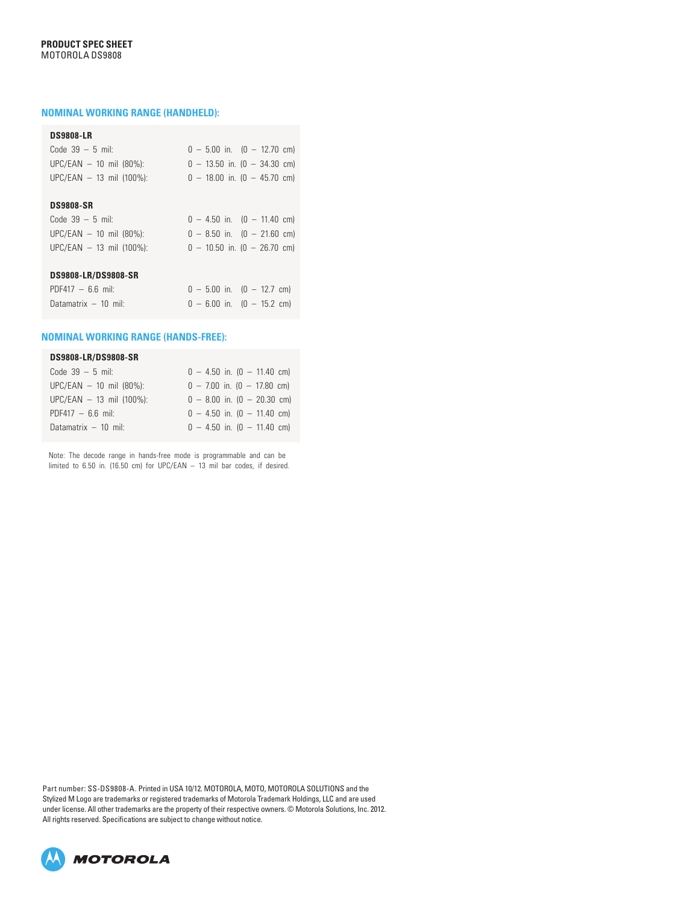## NOMINAL WORKING RANGE (HANDHELD):

| | |
|---|---|
| **DS9808-LR** | |
| Code 39 – 5 mil: | 0 – 5.00 in. (0 – 12.70 cm) |
| UPC/EAN – 10 mil (80%): | 0 – 13.50 in. (0 – 34.30 cm) |
| UPC/EAN – 13 mil (100%): | 0 – 18.00 in. (0 – 45.70 cm) |
| **DS9808-SR** | |
| Code 39 – 5 mil: | 0 – 4.50 in. (0 – 11.40 cm) |
| UPC/EAN – 10 mil (80%): | 0 – 8.50 in. (0 – 21.60 cm) |
| UPC/EAN – 13 mil (100%): | 0 – 10.50 in. (0 – 26.70 cm) |
| **DS9808-LR/DS9808-SR** | |
| PDF417 – 6.6 mil: | 0 – 5.00 in. (0 – 12.7 cm) |
| Datamatrix – 10 mil: | 0 – 6.00 in. (0 – 15.2 cm) |

## NOMINAL WORKING RANGE (HANDS-FREE):

| | |
|---|---|
| **DS9808-LR/DS9808-SR** | |
| Code 39 – 5 mil: | 0 – 4.50 in. (0 – 11.40 cm) |
| UPC/EAN – 10 mil (80%): | 0 – 7.00 in. (0 – 17.80 cm) |
| UPC/EAN – 13 mil (100%): | 0 – 8.00 in. (0 – 20.30 cm) |
| PDF417 – 6.6 mil: | 0 – 4.50 in. (0 – 11.40 cm) |
| Datamatrix – 10 mil: | 0 – 4.50 in. (0 – 11.40 cm) |

Note: The decode range in hands-free mode is programmable and can be limited to 6.50 in. (16.50 cm) for UPC/EAN – 13 mil bar codes, if desired.

Part number: SS-DS9808-A. Printed in USA 10/12. MOTOROLA, MOTO, MOTOROLA SOLUTIONS and the Stylized M Logo are trademarks or registered trademarks of Motorola Trademark Holdings, LLC and are used under license. All other trademarks are the property of their respective owners. © Motorola Solutions, Inc. 2012. All rights reserved. Specifications are subject to change without notice.

MOTOROLA